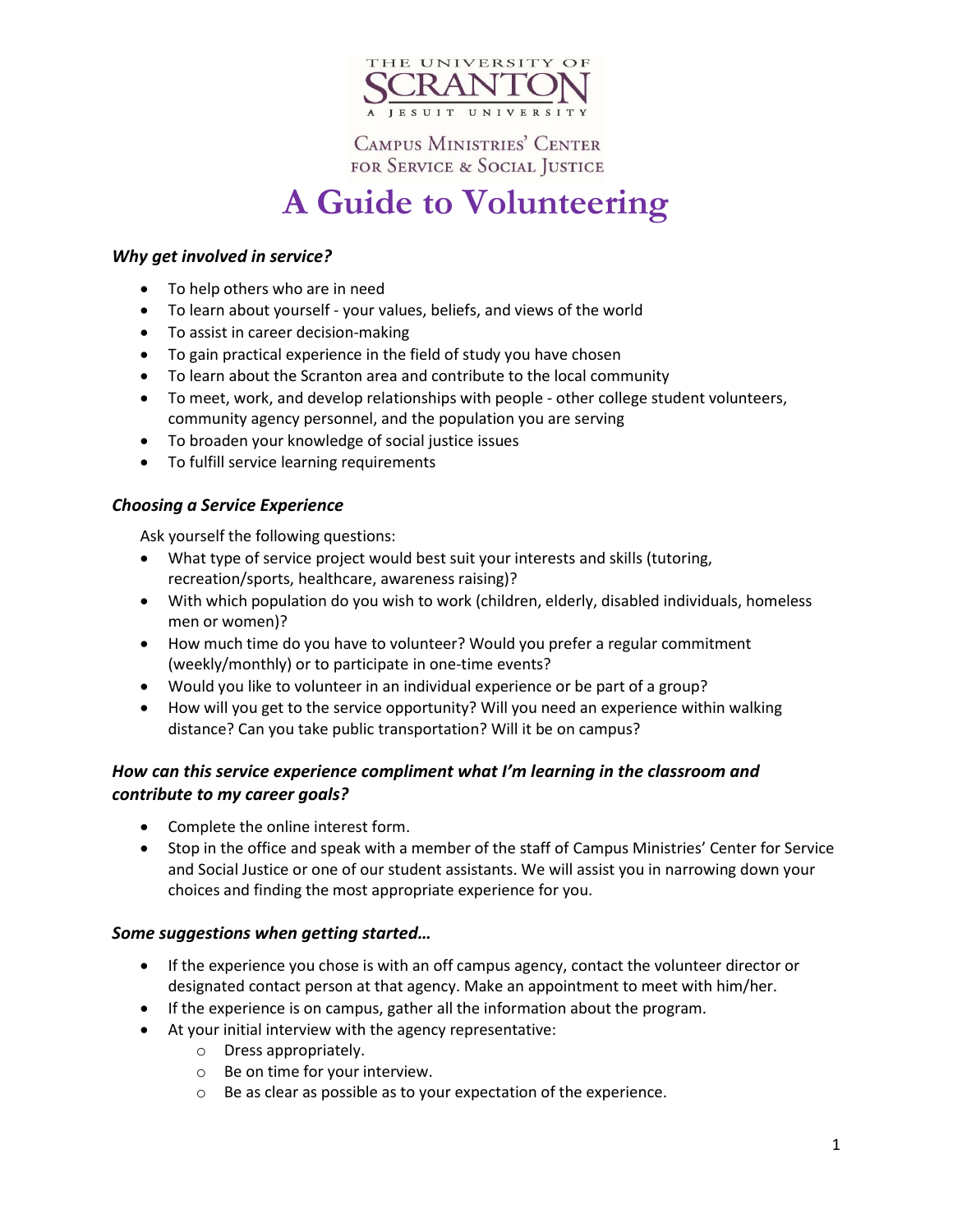THE UNIVERSITY OF SCRANTON

A JESUIT UNIVERSITY

CAMPUS MINISTRIES' CENTER FOR SERVICE & SOCIAL JUSTICE

# A Guide to Volunteering

### *Why get involved in service?*

- To help others who are in need
- To learn about yourself - your values, beliefs, and views of the world
- To assist in career decision-making
- To gain practical experience in the field of study you have chosen
- To learn about the Scranton area and contribute to the local community
- To meet, work, and develop relationships with people - other college student volunteers, community agency personnel, and the population you are serving
- To broaden your knowledge of social justice issues
- To fulfill service learning requirements

### *Choosing a Service Experience*

Ask yourself the following questions:

- What type of service project would best suit your interests and skills (tutoring, recreation/sports, healthcare, awareness raising)?
- With which population do you wish to work (children, elderly, disabled individuals, homeless men or women)?
- How much time do you have to volunteer? Would you prefer a regular commitment (weekly/monthly) or to participate in one-time events?
- Would you like to volunteer in an individual experience or be part of a group?
- How will you get to the service opportunity? Will you need an experience within walking distance? Can you take public transportation? Will it be on campus?

### *How can this service experience compliment what I'm learning in the classroom and contribute to my career goals?*

- Complete the online interest form.
- Stop in the office and speak with a member of the staff of Campus Ministries' Center for Service and Social Justice or one of our student assistants. We will assist you in narrowing down your choices and finding the most appropriate experience for you.

### *Some suggestions when getting started…*

- If the experience you chose is with an off campus agency, contact the volunteer director or designated contact person at that agency. Make an appointment to meet with him/her.
- If the experience is on campus, gather all the information about the program.
- At your initial interview with the agency representative:
    - Dress appropriately.
    - Be on time for your interview.
    - Be as clear as possible as to your expectation of the experience.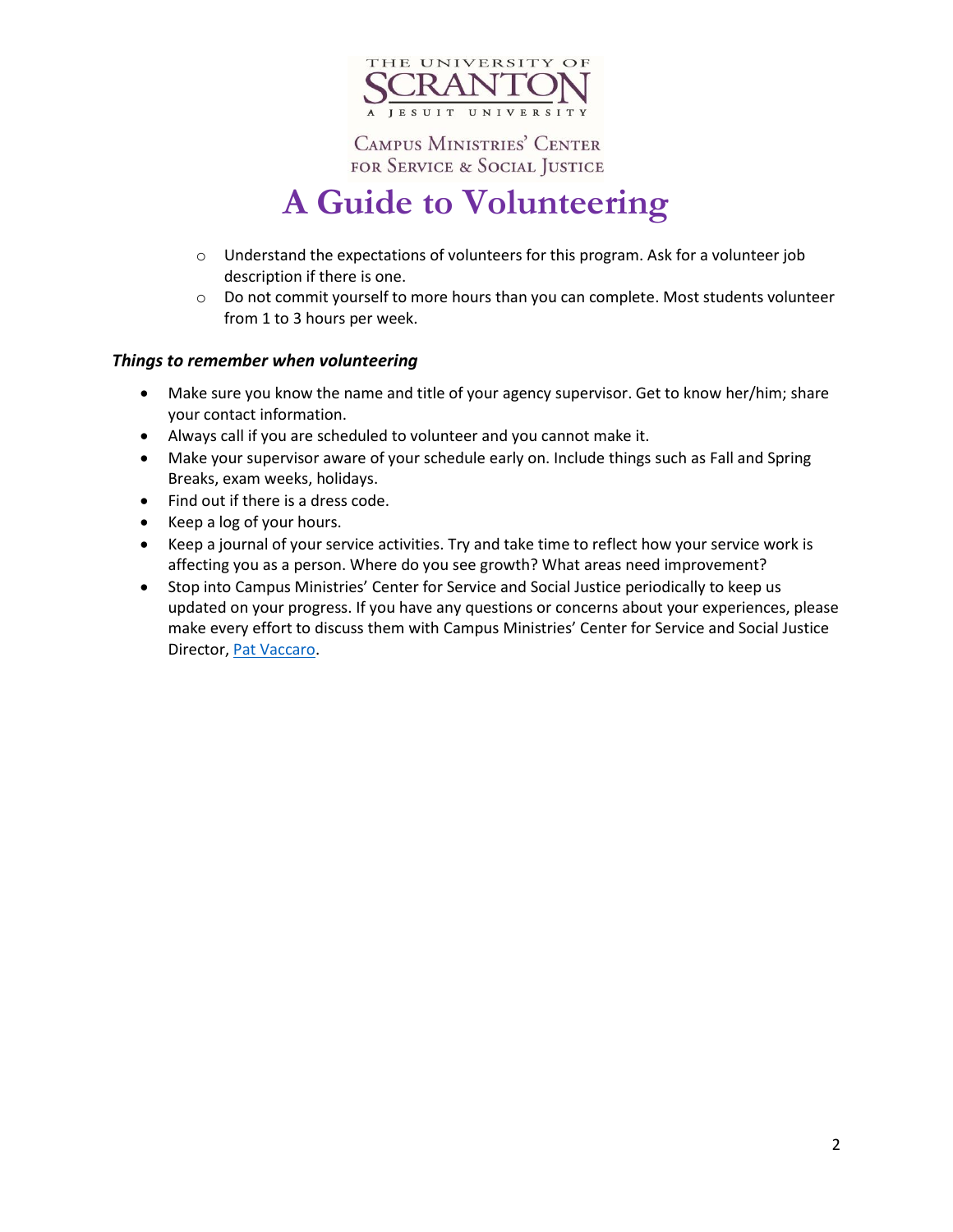THE UNIVERSITY OF SCRANTON
A JESUIT UNIVERSITY

CAMPUS MINISTRIES' CENTER FOR SERVICE & SOCIAL JUSTICE

# A Guide to Volunteering

- Understand the expectations of volunteers for this program. Ask for a volunteer job description if there is one.
- Do not commit yourself to more hours than you can complete. Most students volunteer from 1 to 3 hours per week.

***Things to remember when volunteering***

- Make sure you know the name and title of your agency supervisor. Get to know her/him; share your contact information.
- Always call if you are scheduled to volunteer and you cannot make it.
- Make your supervisor aware of your schedule early on. Include things such as Fall and Spring Breaks, exam weeks, holidays.
- Find out if there is a dress code.
- Keep a log of your hours.
- Keep a journal of your service activities. Try and take time to reflect how your service work is affecting you as a person. Where do you see growth? What areas need improvement?
- Stop into Campus Ministries' Center for Service and Social Justice periodically to keep us updated on your progress. If you have any questions or concerns about your experiences, please make every effort to discuss them with Campus Ministries' Center for Service and Social Justice Director, Pat Vaccaro.